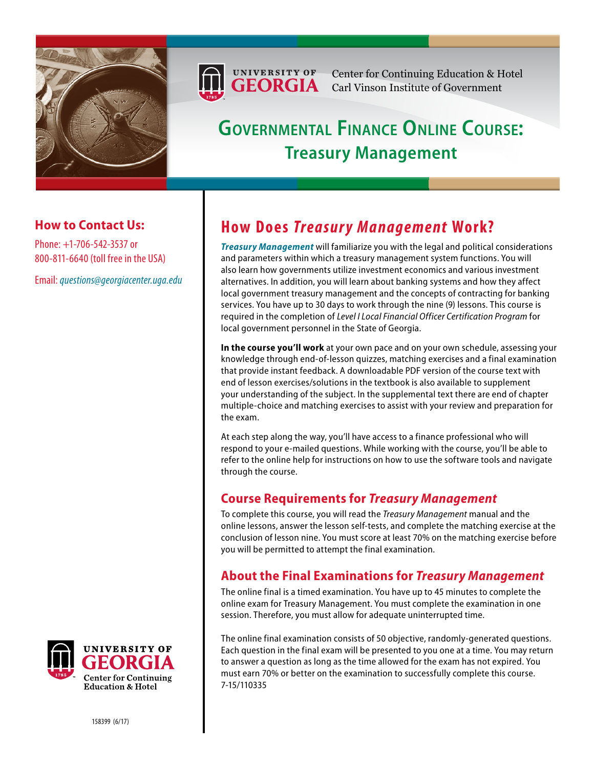University of Georgia
Center for Continuing Education & Hotel
Carl Vinson Institute of Government

# Governmental Finance Online Course: Treasury Management

## How to Contact Us:

Phone: +1-706-542-3537 or 800-811-6640 (toll free in the USA)

Email: *questions@georgiacenter.uga.edu*

## How Does *Treasury Management* Work?

***Treasury Management*** will familiarize you with the legal and political considerations and parameters within which a treasury management system functions. You will also learn how governments utilize investment economics and various investment alternatives. In addition, you will learn about banking systems and how they affect local government treasury management and the concepts of contracting for banking services. You have up to 30 days to work through the nine (9) lessons. This course is required in the completion of *Level I Local Financial Officer Certification Program* for local government personnel in the State of Georgia.

**In the course you'll work** at your own pace and on your own schedule, assessing your knowledge through end-of-lesson quizzes, matching exercises and a final examination that provide instant feedback. A downloadable PDF version of the course text with end of lesson exercises/solutions in the textbook is also available to supplement your understanding of the subject. In the supplemental text there are end of chapter multiple-choice and matching exercises to assist with your review and preparation for the exam.

At each step along the way, you'll have access to a finance professional who will respond to your e-mailed questions. While working with the course, you'll be able to refer to the online help for instructions on how to use the software tools and navigate through the course.

### Course Requirements for *Treasury Management*

To complete this course, you will read the *Treasury Management* manual and the online lessons, answer the lesson self-tests, and complete the matching exercise at the conclusion of lesson nine. You must score at least 70% on the matching exercise before you will be permitted to attempt the final examination.

### About the Final Examinations for *Treasury Management*

The online final is a timed examination. You have up to 45 minutes to complete the online exam for Treasury Management. You must complete the examination in one session. Therefore, you must allow for adequate uninterrupted time.

The online final examination consists of 50 objective, randomly-generated questions. Each question in the final exam will be presented to you one at a time. You may return to answer a question as long as the time allowed for the exam has not expired. You must earn 70% or better on the examination to successfully complete this course.
7-15/110335

University of Georgia
Center for Continuing Education & Hotel

158399 (6/17)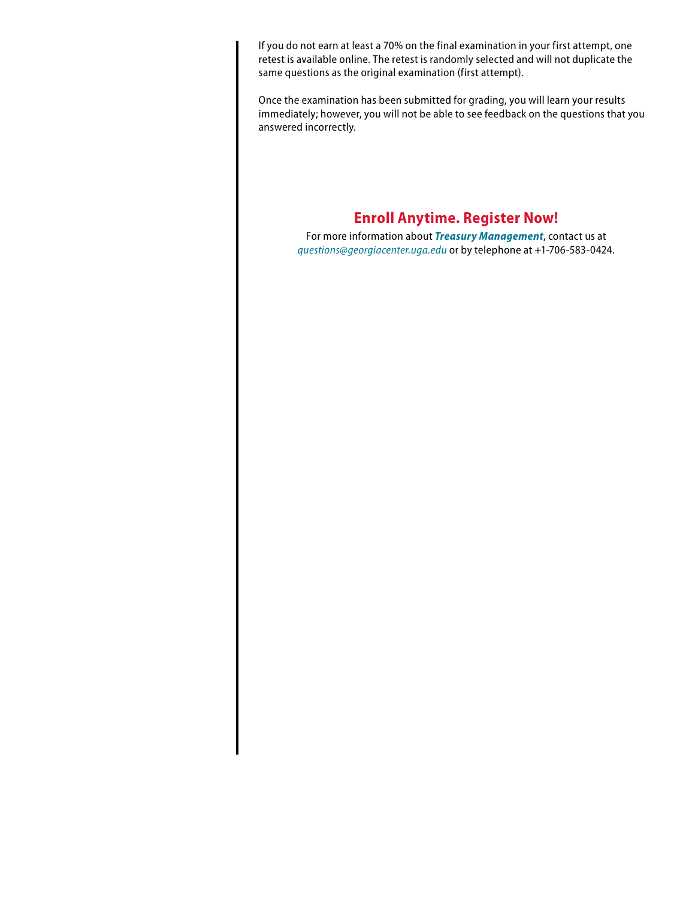If you do not earn at least a 70% on the final examination in your first attempt, one retest is available online. The retest is randomly selected and will not duplicate the same questions as the original examination (first attempt).

Once the examination has been submitted for grading, you will learn your results immediately; however, you will not be able to see feedback on the questions that you answered incorrectly.

## Enroll Anytime. Register Now!

For more information about ***Treasury Management***, contact us at *questions@georgiacenter.uga.edu* or by telephone at +1-706-583-0424.